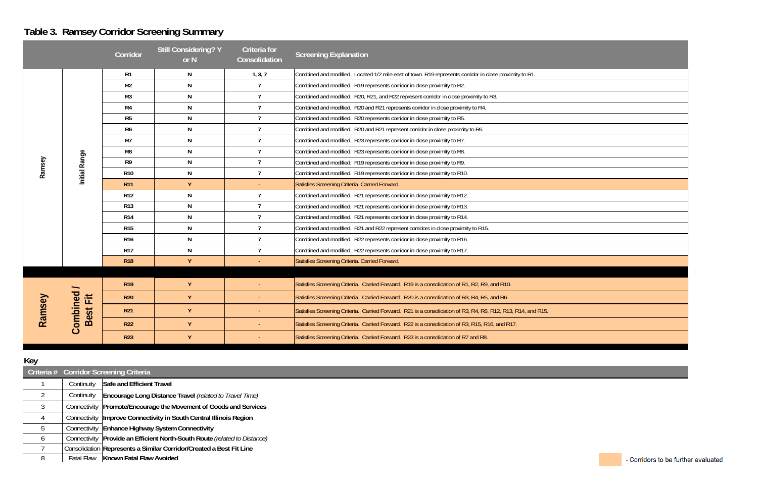## Table 3. Ramsey Corridor Screening Summary

| | | Corridor | Still Considering? Y or N | Criteria for Consolidation | Screening Explanation |
|---|---|---|---|---|---|
| Ramsey | Initial Range | R1 | N | 1, 3, 7 | Combined and modified. Located 1/2 mile east of town. R19 represents corridor in close proximity to R1. |
| | | R2 | N | 7 | Combined and modified. R19 represents corridor in close proximity to R2. |
| | | R3 | N | 7 | Combined and modified. R20, R21, and R22 represent corridor in close proximity to R3. |
| | | R4 | N | 7 | Combined and modified. R20 and R21 represents corridor in close proximity to R4. |
| | | R5 | N | 7 | Combined and modified. R20 represents corridor in close proximity to R5. |
| | | R6 | N | 7 | Combined and modified. R20 and R21 represent corridor in close proximity to R6. |
| | | R7 | N | 7 | Combined and modified. R23 represents corridor in close proximity to R7. |
| | | R8 | N | 7 | Combined and modified. R23 represents corridor in close proximity to R8. |
| | | R9 | N | 7 | Combined and modified. R19 represents corridor in close proximity to R9. |
| | | R10 | N | 7 | Combined and modified. R19 represents corridor in close proximity to R10. |
| | | R11 | Y | - | Satisfies Screening Criteria. Carried Forward. |
| | | R12 | N | 7 | Combined and modified. R21 represents corridor in close proximity to R12. |
| | | R13 | N | 7 | Combined and modified. R21 represents corridor in close proximity to R13. |
| | | R14 | N | 7 | Combined and modified. R21 represents corridor in close proximity to R14. |
| | | R15 | N | 7 | Combined and modified. R21 and R22 represent corridors in close proximity to R15. |
| | | R16 | N | 7 | Combined and modified. R22 represents corridor in close proximity to R16. |
| | | R17 | N | 7 | Combined and modified. R22 represents corridor in close proximity to R17. |
| | | R18 | Y | - | Satisfies Screening Criteria. Carried Forward. |
| Ramsey | Combined / Best Fit | R19 | Y | - | Satisfies Screening Criteria. Carried Forward. R19 is a consolidation of R1, R2, R9, and R10. |
| | | R20 | Y | - | Satisfies Screening Criteria. Carried Forward. R20 is a consolidation of R3, R4, R5, and R6. |
| | | R21 | Y | - | Satisfies Screening Criteria. Carried Forward. R21 is a consolidation of R3, R4, R6, R12, R13, R14, and R15. |
| | | R22 | Y | - | Satisfies Screening Criteria. Carried Forward. R22 is a consolidation of R3, R15, R16, and R17. |
| | | R23 | Y | - | Satisfies Screening Criteria. Carried Forward. R23 is a consolidation of R7 and R8. |

### Key

| Criteria # | Corridor Screening Criteria | |
|---|---|---|
| 1 | Continuity | **Safe and Efficient Travel** |
| 2 | Continuity | **Encourage Long Distance Travel** *(related to Travel Time)* |
| 3 | Connectivity | **Promote/Encourage the Movement of Goods and Services** |
| 4 | Connectivity | **Improve Connectivity in South Central Illinois Region** |
| 5 | Connectivity | **Enhance Highway System Connectivity** |
| 6 | Connectivity | **Provide an Efficient North-South Route** *(related to Distance)* |
| 7 | Consolidation | **Represents a Similar Corridor/Created a Best Fit Line** |
| 8 | Fatal Flaw | **Known Fatal Flaw Avoided** |

(Shaded) - Corridors to be further evaluated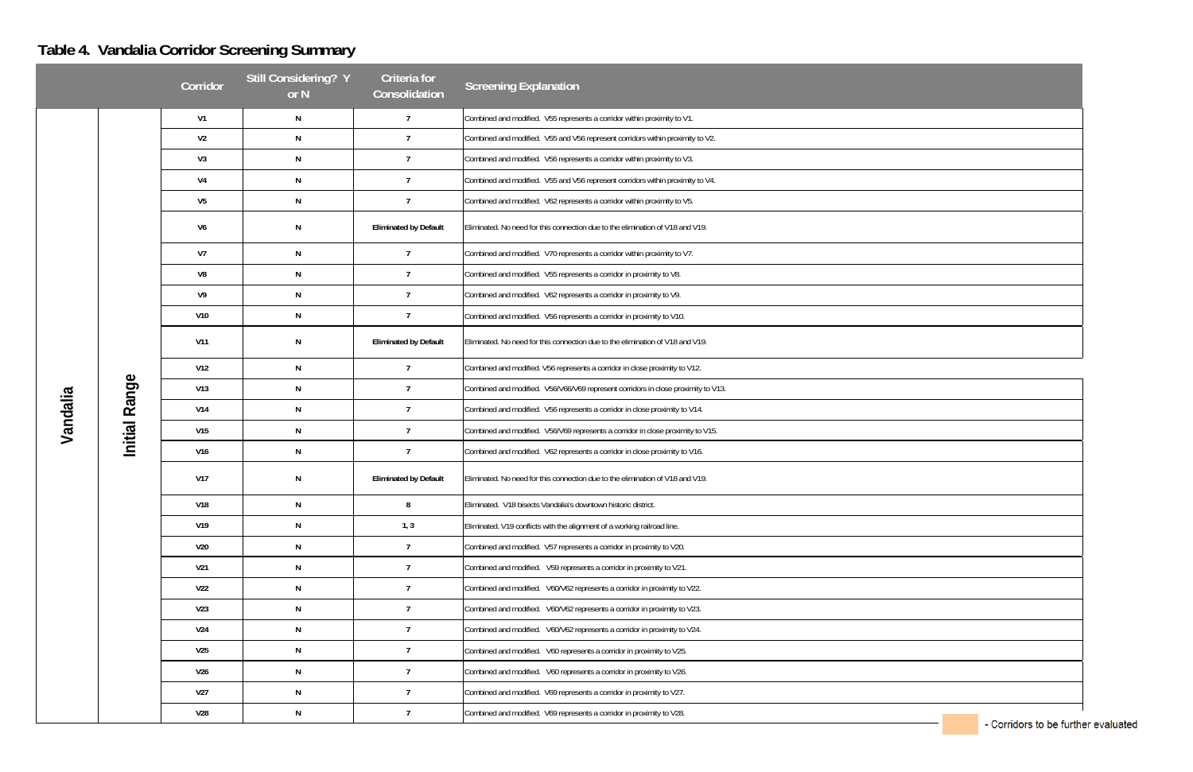## Table 4. Vandalia Corridor Screening Summary

| | | Corridor | Still Considering? Y or N | Criteria for Consolidation | Screening Explanation |
|---|---|---|---|---|---|
| Vandalia | Initial Range | V1 | N | 7 | Combined and modified. V55 represents a corridor within proximity to V1. |
| | | V2 | N | 7 | Combined and modified. V55 and V56 represent corridors within proximity to V2. |
| | | V3 | N | 7 | Combined and modified. V56 represents a corridor within proximity to V3. |
| | | V4 | N | 7 | Combined and modified. V55 and V56 represent corridors within proximity to V4. |
| | | V5 | N | 7 | Combined and modified. V62 represents a corridor within proximity to V5. |
| | | V6 | N | Eliminated by Default | Eliminated. No need for this connection due to the elimination of V18 and V19. |
| | | V7 | N | 7 | Combined and modified. V70 represents a corridor within proximity to V7. |
| | | V8 | N | 7 | Combined and modified. V55 represents a corridor in proximity to V8. |
| | | V9 | N | 7 | Combined and modified. V62 represents a corridor in proximity to V9. |
| | | V10 | N | 7 | Combined and modified. V56 represents a corridor in proximity to V10. |
| | | V11 | N | Eliminated by Default | Eliminated. No need for this connection due to the elimination of V18 and V19. |
| | | V12 | N | 7 | Combined and modified. V56 represents a corridor in close proximity to V12. |
| | | V13 | N | 7 | Combined and modified. V56/V66/V69 represent corridors in close proximity to V13. |
| | | V14 | N | 7 | Combined and modified. V56 represents a corridor in close proximity to V14. |
| | | V15 | N | 7 | Combined and modified. V56/V69 represents a corridor in close proximity to V15. |
| | | V16 | N | 7 | Combined and modified. V62 represents a corridor in close proximity to V16. |
| | | V17 | N | Eliminated by Default | Eliminated. No need for this connection due to the elimination of V18 and V19. |
| | | V18 | N | 8 | Eliminated. V18 bisects Vandalia's downtown historic district. |
| | | V19 | N | 1, 3 | Eliminated. V19 conflicts with the alignment of a working railroad line. |
| | | V20 | N | 7 | Combined and modified. V57 represents a corridor in proximity to V20. |
| | | V21 | N | 7 | Combined and modified. V59 represents a corridor in proximity to V21. |
| | | V22 | N | 7 | Combined and modified. V60/V62 represents a corridor in proximity to V22. |
| | | V23 | N | 7 | Combined and modified. V60/V62 represents a corridor in proximity to V23. |
| | | V24 | N | 7 | Combined and modified. V60/V62 represents a corridor in proximity to V24. |
| | | V25 | N | 7 | Combined and modified. V60 represents a corridor in proximity to V25. |
| | | V26 | N | 7 | Combined and modified. V60 represents a corridor in proximity to V26. |
| | | V27 | N | 7 | Combined and modified. V69 represents a corridor in proximity to V27. |
| | | V28 | N | 7 | Combined and modified. V69 represents a corridor in proximity to V28. |

- Corridors to be further evaluated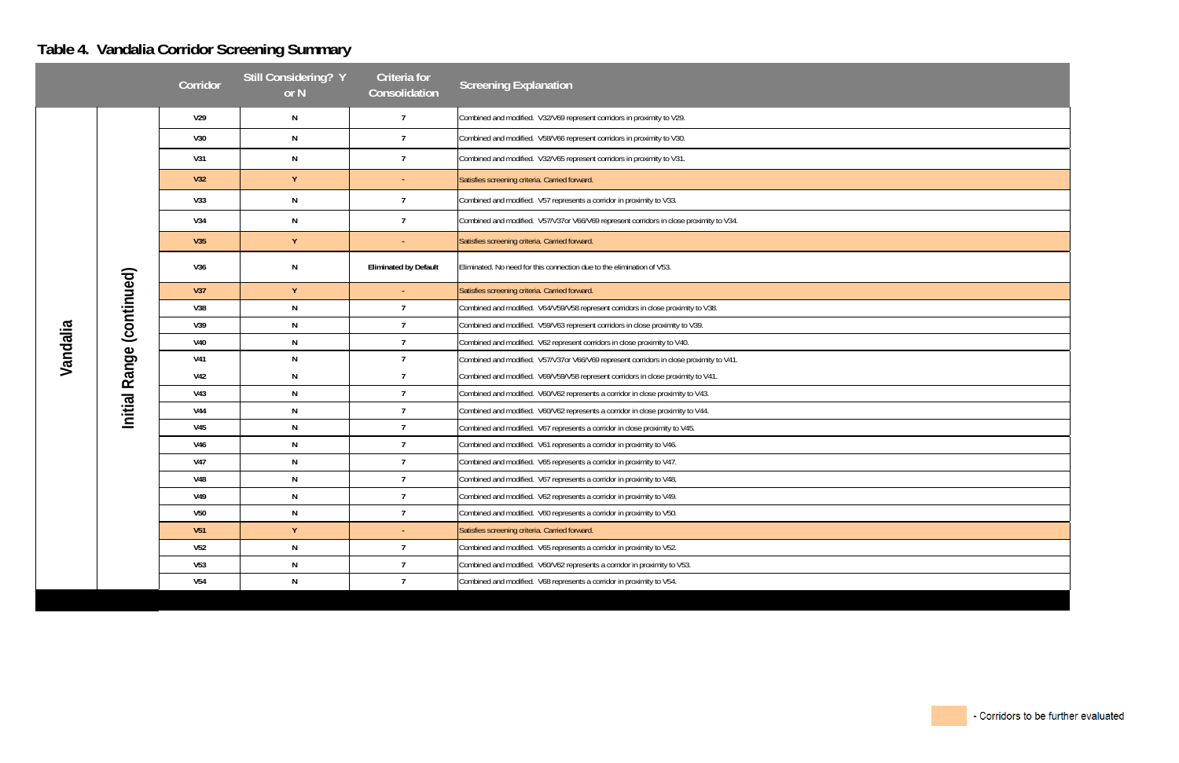## Table 4. Vandalia Corridor Screening Summary

| | | Corridor | Still Considering? Y or N | Criteria for Consolidation | Screening Explanation |
|---|---|---|---|---|---|
| Vandalia | Initial Range (continued) | V29 | N | 7 | Combined and modified. V32/V69 represent corridors in proximity to V29. |
| | | V30 | N | 7 | Combined and modified. V58/V66 represent corridors in proximity to V30. |
| | | V31 | N | 7 | Combined and modified. V32/V65 represent corridors in proximity to V31. |
| | | V32 | Y | - | Satisfies screening criteria. Carried forward. |
| | | V33 | N | 7 | Combined and modified. V57 represents a corridor in proximity to V33. |
| | | V34 | N | 7 | Combined and modified. V57/V37or V66/V69 represent corridors in close proximity to V34. |
| | | V35 | Y | - | Satisfies screening criteria. Carried forward. |
| | | V36 | N | Eliminated by Default | Eliminated. No need for this connection due to the elimination of V53. |
| | | V37 | Y | - | Satisfies screening criteria. Carried forward. |
| | | V38 | N | 7 | Combined and modified. V64/V59/V58 represent corridors in close proximity to V38. |
| | | V39 | N | 7 | Combined and modified. V59/V63 represent corridors in close proximity to V39. |
| | | V40 | N | 7 | Combined and modified. V62 represent corridors in close proximity to V40. |
| | | V41 | N | 7 | Combined and modified. V57/V37or V66/V69 represent corridors in close proximity to V41. |
| | | V42 | N | 7 | Combined and modified. V69/V59/V58 represent corridors in close proximity to V41. |
| | | V43 | N | 7 | Combined and modified. V60/V62 represents a corridor in close proximity to V43. |
| | | V44 | N | 7 | Combined and modified. V60/V62 represents a corridor in close proximity to V44. |
| | | V45 | N | 7 | Combined and modified. V67 represents a corridor in close proximity to V45. |
| | | V46 | N | 7 | Combined and modified. V61 represents a corridor in proximity to V46. |
| | | V47 | N | 7 | Combined and modified. V65 represents a corridor in proximity to V47. |
| | | V48 | N | 7 | Combined and modified. V67 represents a corridor in proximity to V48. |
| | | V49 | N | 7 | Combined and modified. V62 represents a corridor in proximity to V49. |
| | | V50 | N | 7 | Combined and modified. V60 represents a corridor in proximity to V50. |
| | | V51 | Y | - | Satisfies screening criteria. Carried forward. |
| | | V52 | N | 7 | Combined and modified. V65 represents a corridor in proximity to V52. |
| | | V53 | N | 7 | Combined and modified. V60/V62 represents a corridor in proximity to V53. |
| | | V54 | N | 7 | Combined and modified. V68 represents a corridor in proximity to V54. |

- Corridors to be further evaluated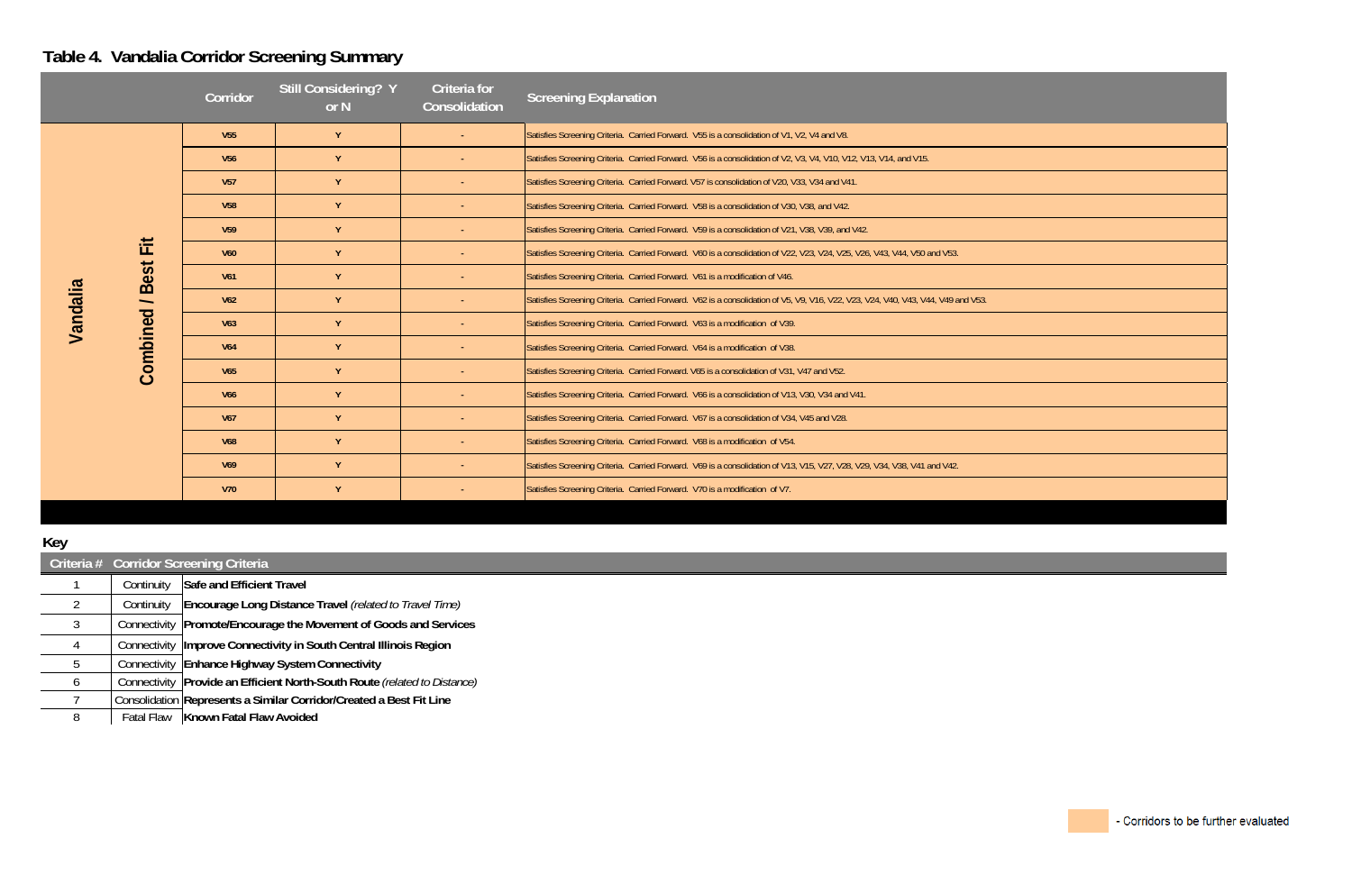## Table 4. Vandalia Corridor Screening Summary

| | | Corridor | Still Considering? Y or N | Criteria for Consolidation | Screening Explanation |
|---|---|---|---|---|---|
| Vandalia | Combined / Best Fit | V55 | Y | - | Satisfies Screening Criteria. Carried Forward. V55 is a consolidation of V1, V2, V4 and V8. |
| | | V56 | Y | - | Satisfies Screening Criteria. Carried Forward. V56 is a consolidation of V2, V3, V4, V10, V12, V13, V14, and V15. |
| | | V57 | Y | - | Satisfies Screening Criteria. Carried Forward. V57 is consolidation of V20, V33, V34 and V41. |
| | | V58 | Y | - | Satisfies Screening Criteria. Carried Forward. V58 is a consolidation of V30, V38, and V42. |
| | | V59 | Y | - | Satisfies Screening Criteria. Carried Forward. V59 is a consolidation of V21, V38, V39, and V42. |
| | | V60 | Y | - | Satisfies Screening Criteria. Carried Forward. V60 is a consolidation of V22, V23, V24, V25, V26, V43, V44, V50 and V53. |
| | | V61 | Y | - | Satisfies Screening Criteria. Carried Forward. V61 is a modification of V46. |
| | | V62 | Y | - | Satisfies Screening Criteria. Carried Forward. V62 is a consolidation of V5, V9, V16, V22, V23, V24, V40, V43, V44, V49 and V53. |
| | | V63 | Y | - | Satisfies Screening Criteria. Carried Forward. V63 is a modification of V39. |
| | | V64 | Y | - | Satisfies Screening Criteria. Carried Forward. V64 is a modification of V38. |
| | | V65 | Y | - | Satisfies Screening Criteria. Carried Forward. V65 is a consolidation of V31, V47 and V52. |
| | | V66 | Y | - | Satisfies Screening Criteria. Carried Forward. V66 is a consolidation of V13, V30, V34 and V41. |
| | | V67 | Y | - | Satisfies Screening Criteria. Carried Forward. V67 is a consolidation of V34, V45 and V28. |
| | | V68 | Y | - | Satisfies Screening Criteria. Carried Forward. V68 is a modification of V54. |
| | | V69 | Y | - | Satisfies Screening Criteria. Carried Forward. V69 is a consolidation of V13, V15, V27, V28, V29, V34, V38, V41 and V42. |
| | | V70 | Y | - | Satisfies Screening Criteria. Carried Forward. V70 is a modification of V7. |

### Key

| Criteria # | Corridor Screening Criteria | |
|---|---|---|
| 1 | Continuity | **Safe and Efficient Travel** |
| 2 | Continuity | **Encourage Long Distance Travel** *(related to Travel Time)* |
| 3 | Connectivity | **Promote/Encourage the Movement of Goods and Services** |
| 4 | Connectivity | **Improve Connectivity in South Central Illinois Region** |
| 5 | Connectivity | **Enhance Highway System Connectivity** |
| 6 | Connectivity | **Provide an Efficient North-South Route** *(related to Distance)* |
| 7 | Consolidation | **Represents a Similar Corridor/Created a Best Fit Line** |
| 8 | Fatal Flaw | **Known Fatal Flaw Avoided** |

- Corridors to be further evaluated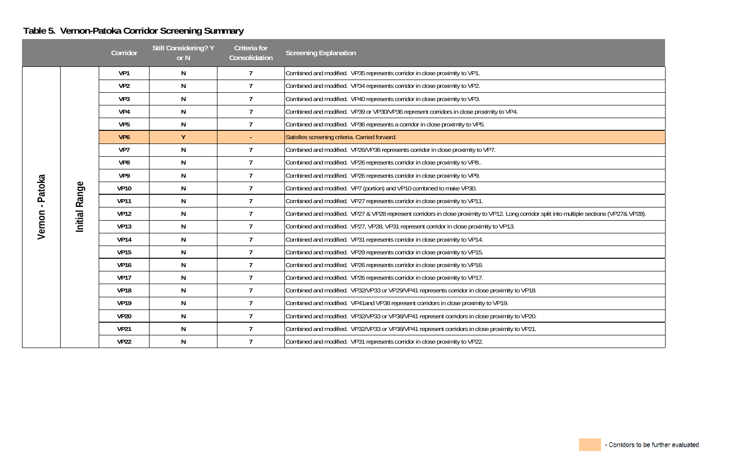## Table 5. Vernon-Patoka Corridor Screening Summary

| | | Corridor | Still Considering? Y or N | Criteria for Consolidation | Screening Explanation |
|---|---|---|---|---|---|
| Vernon - Patoka | Initial Range | VP1 | N | 7 | Combined and modified. VP35 represents corridor in close proximity to VP1. |
| | | VP2 | N | 7 | Combined and modified. VP34 represents corridor in close proximity to VP2. |
| | | VP3 | N | 7 | Combined and modified. VP40 represents corridor in close proximity to VP3. |
| | | VP4 | N | 7 | Combined and modified. VP39 or VP30/VP36 represent corridors in close proximity to VP4. |
| | | VP5 | N | 7 | Combined and modified. VP36 represents a corridor in close proximity to VP5. |
| | | VP6 | Y | - | Satisfies screening criteria. Carried forward. |
| | | VP7 | N | 7 | Combined and modified. VP26/VP36 represents corridor in close proximity to VP7. |
| | | VP8 | N | 7 | Combined and modified. VP26 represents corridor in close proximity to VP8.. |
| | | VP9 | N | 7 | Combined and modified. VP26 represents corridor in close proximity to VP9. |
| | | VP10 | N | 7 | Combined and modified. VP7 (portion) and VP10 combined to make VP30. |
| | | VP11 | N | 7 | Combined and modified. VP27 represents corridor in close proximity to VP11. |
| | | VP12 | N | 7 | Combined and modified. VP27 & VP28 represent corridors in close proximity to VP12. Long corridor split into multiple sections (VP27& VP28). |
| | | VP13 | N | 7 | Combined and modified. VP27, VP28, VP31 represent corridor in close proximity to VP13. |
| | | VP14 | N | 7 | Combined and modified. VP31 represents corridor in close proximity to VP14. |
| | | VP15 | N | 7 | Combined and modified. VP29 represents corridor in close proximity to VP15. |
| | | VP16 | N | 7 | Combined and modified. VP26 represents corridor in close proximity to VP16. |
| | | VP17 | N | 7 | Combined and modified. VP26 represents corridor in close proximity to VP17. |
| | | VP18 | N | 7 | Combined and modified. VP32/VP33 or VP29/VP41 represents corridor in close proximity to VP18. |
| | | VP19 | N | 7 | Combined and modified. VP41and VP38 represent corridors in close proximity to VP19. |
| | | VP20 | N | 7 | Combined and modified. VP32/VP33 or VP38/VP41 represent corridors in close proximity to VP20. |
| | | VP21 | N | 7 | Combined and modified. VP32/VP33 or VP38/VP41 represent corridors in close proximity to VP21. |
| | | VP22 | N | 7 | Combined and modified. VP31 represents corridor in close proximity to VP22. |

(Shaded) - Corridors to be further evaluated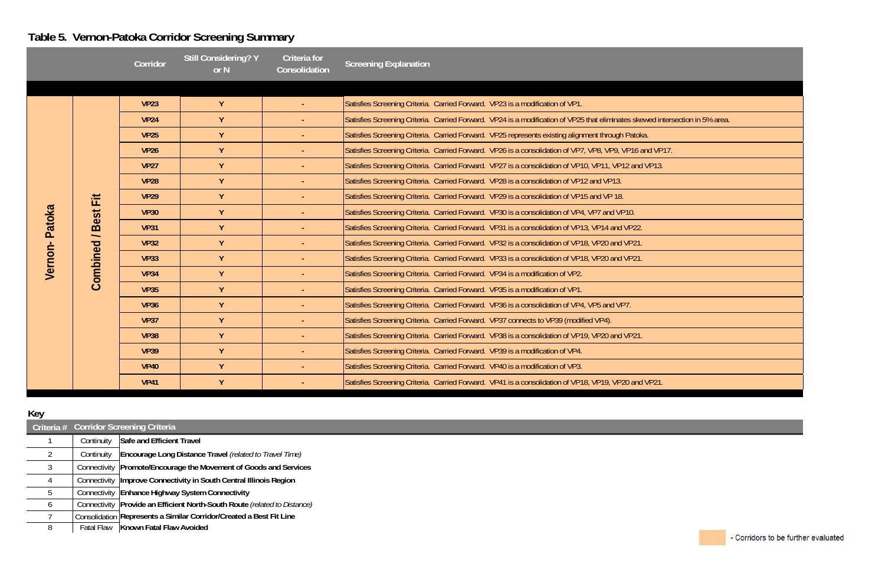## Table 5. Vernon-Patoka Corridor Screening Summary

| | | Corridor | Still Considering? Y or N | Criteria for Consolidation | Screening Explanation |
|---|---|---|---|---|---|
| Vernon- Patoka | Combined / Best Fit | VP23 | Y | - | Satisfies Screening Criteria. Carried Forward. VP23 is a modification of VP1. |
| | | VP24 | Y | - | Satisfies Screening Criteria. Carried Forward. VP24 is a modification of VP25 that eliminates skewed intersection in 5% area. |
| | | VP25 | Y | - | Satisfies Screening Criteria. Carried Forward. VP25 represents existing alignment through Patoka. |
| | | VP26 | Y | - | Satisfies Screening Criteria. Carried Forward. VP26 is a consolidation of VP7, VP8, VP9, VP16 and VP17. |
| | | VP27 | Y | - | Satisfies Screening Criteria. Carried Forward. VP27 is a consolidation of VP10, VP11, VP12 and VP13. |
| | | VP28 | Y | - | Satisfies Screening Criteria. Carried Forward. VP28 is a consolidation of VP12 and VP13. |
| | | VP29 | Y | - | Satisfies Screening Criteria. Carried Forward. VP29 is a consolidation of VP15 and VP 18. |
| | | VP30 | Y | - | Satisfies Screening Criteria. Carried Forward. VP30 is a consolidation of VP4, VP7 and VP10. |
| | | VP31 | Y | - | Satisfies Screening Criteria. Carried Forward. VP31 is a consolidation of VP13, VP14 and VP22. |
| | | VP32 | Y | - | Satisfies Screening Criteria. Carried Forward. VP32 is a consolidation of VP18, VP20 and VP21. |
| | | VP33 | Y | - | Satisfies Screening Criteria. Carried Forward. VP33 is a consolidation of VP18, VP20 and VP21. |
| | | VP34 | Y | - | Satisfies Screening Criteria. Carried Forward. VP34 is a modification of VP2. |
| | | VP35 | Y | - | Satisfies Screening Criteria. Carried Forward. VP35 is a modification of VP1. |
| | | VP36 | Y | - | Satisfies Screening Criteria. Carried Forward. VP36 is a consolidation of VP4, VP5 and VP7. |
| | | VP37 | Y | - | Satisfies Screening Criteria. Carried Forward. VP37 connects to VP39 (modified VP4). |
| | | VP38 | Y | - | Satisfies Screening Criteria. Carried Forward. VP38 is a consolidation of VP19, VP20 and VP21. |
| | | VP39 | Y | - | Satisfies Screening Criteria. Carried Forward. VP39 is a modification of VP4. |
| | | VP40 | Y | - | Satisfies Screening Criteria. Carried Forward. VP40 is a modification of VP3. |
| | | VP41 | Y | - | Satisfies Screening Criteria. Carried Forward. VP41 is a consolidation of VP18, VP19, VP20 and VP21. |

**Key**

| Criteria # | Corridor Screening Criteria | |
|---|---|---|
| 1 | Continuity | **Safe and Efficient Travel** |
| 2 | Continuity | **Encourage Long Distance Travel** *(related to Travel Time)* |
| 3 | Connectivity | **Promote/Encourage the Movement of Goods and Services** |
| 4 | Connectivity | **Improve Connectivity in South Central Illinois Region** |
| 5 | Connectivity | **Enhance Highway System Connectivity** |
| 6 | Connectivity | **Provide an Efficient North-South Route** *(related to Distance)* |
| 7 | Consolidation | **Represents a Similar Corridor/Created a Best Fit Line** |
| 8 | Fatal Flaw | **Known Fatal Flaw Avoided** |

- Corridors to be further evaluated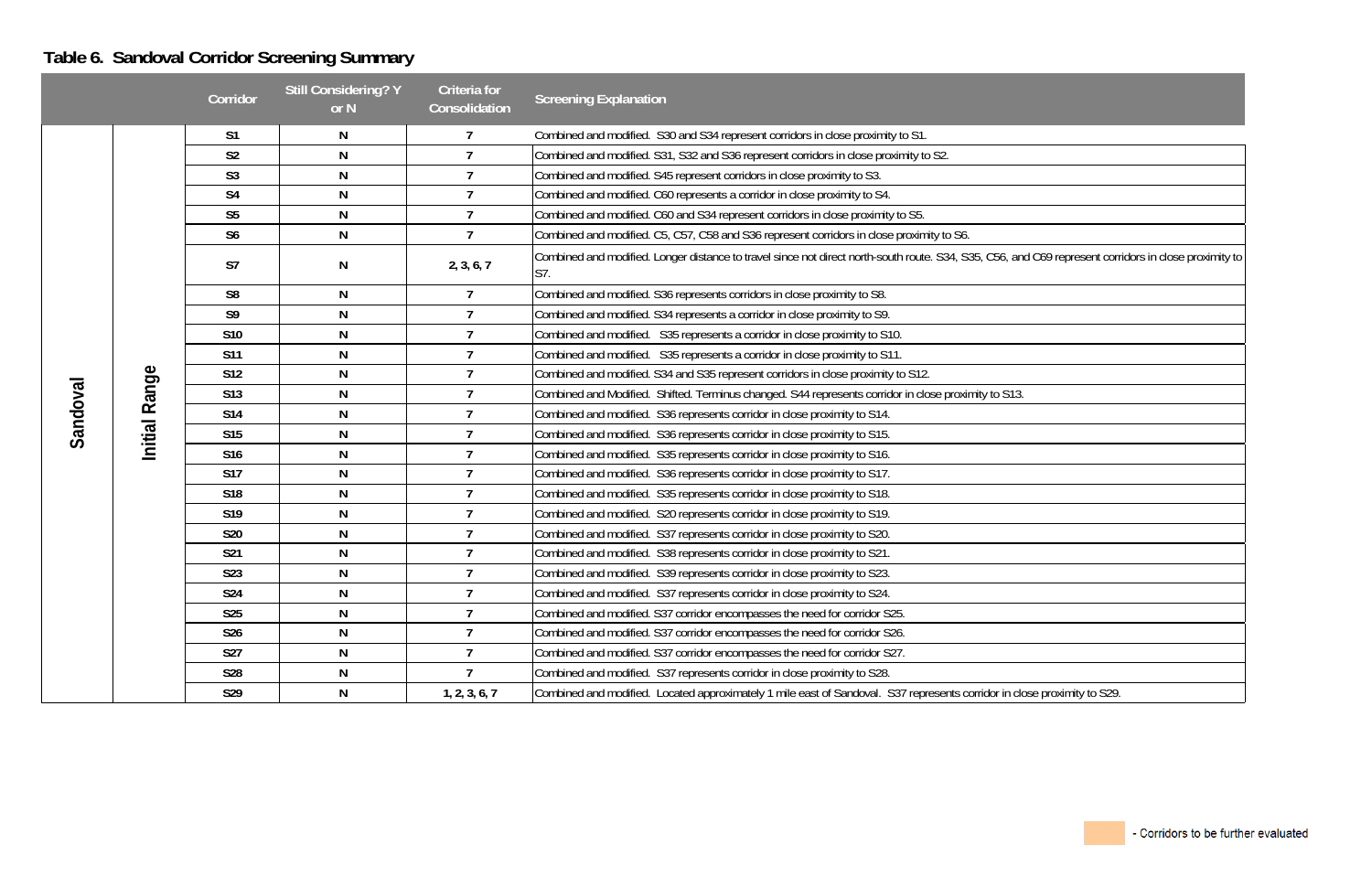## Table 6. Sandoval Corridor Screening Summary

| | | Corridor | Still Considering? Y or N | Criteria for Consolidation | Screening Explanation |
|---|---|---|---|---|---|
| Sandoval | Initial Range | S1 | N | 7 | Combined and modified. S30 and S34 represent corridors in close proximity to S1. |
| | | S2 | N | 7 | Combined and modified. S31, S32 and S36 represent corridors in close proximity to S2. |
| | | S3 | N | 7 | Combined and modified. S45 represent corridors in close proximity to S3. |
| | | S4 | N | 7 | Combined and modified. C60 represents a corridor in close proximity to S4. |
| | | S5 | N | 7 | Combined and modified. C60 and S34 represent corridors in close proximity to S5. |
| | | S6 | N | 7 | Combined and modified. C5, C57, C58 and S36 represent corridors in close proximity to S6. |
| | | S7 | N | 2, 3, 6, 7 | Combined and modified. Longer distance to travel since not direct north-south route. S34, S35, C56, and C69 represent corridors in close proximity to S7. |
| | | S8 | N | 7 | Combined and modified. S36 represents corridors in close proximity to S8. |
| | | S9 | N | 7 | Combined and modified. S34 represents a corridor in close proximity to S9. |
| | | S10 | N | 7 | Combined and modified. S35 represents a corridor in close proximity to S10. |
| | | S11 | N | 7 | Combined and modified. S35 represents a corridor in close proximity to S11. |
| | | S12 | N | 7 | Combined and modified. S34 and S35 represent corridors in close proximity to S12. |
| | | S13 | N | 7 | Combined and Modified. Shifted. Terminus changed. S44 represents corridor in close proximity to S13. |
| | | S14 | N | 7 | Combined and modified. S36 represents corridor in close proximity to S14. |
| | | S15 | N | 7 | Combined and modified. S36 represents corridor in close proximity to S15. |
| | | S16 | N | 7 | Combined and modified. S35 represents corridor in close proximity to S16. |
| | | S17 | N | 7 | Combined and modified. S36 represents corridor in close proximity to S17. |
| | | S18 | N | 7 | Combined and modified. S35 represents corridor in close proximity to S18. |
| | | S19 | N | 7 | Combined and modified. S20 represents corridor in close proximity to S19. |
| | | S20 | N | 7 | Combined and modified. S37 represents corridor in close proximity to S20. |
| | | S21 | N | 7 | Combined and modified. S38 represents corridor in close proximity to S21. |
| | | S23 | N | 7 | Combined and modified. S39 represents corridor in close proximity to S23. |
| | | S24 | N | 7 | Combined and modified. S37 represents corridor in close proximity to S24. |
| | | S25 | N | 7 | Combined and modified. S37 corridor encompasses the need for corridor S25. |
| | | S26 | N | 7 | Combined and modified. S37 corridor encompasses the need for corridor S26. |
| | | S27 | N | 7 | Combined and modified. S37 corridor encompasses the need for corridor S27. |
| | | S28 | N | 7 | Combined and modified. S37 represents corridor in close proximity to S28. |
| | | S29 | N | 1, 2, 3, 6, 7 | Combined and modified. Located approximately 1 mile east of Sandoval. S37 represents corridor in close proximity to S29. |

- Corridors to be further evaluated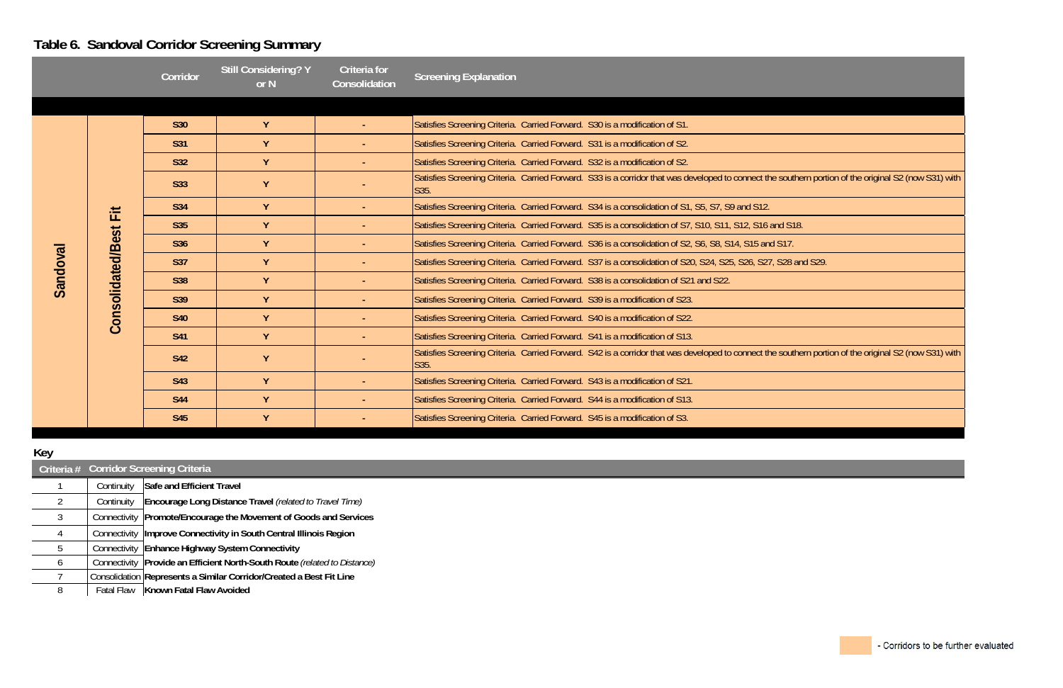## Table 6. Sandoval Corridor Screening Summary

| | | Corridor | Still Considering? Y or N | Criteria for Consolidation | Screening Explanation |
|---|---|---|---|---|---|
| Sandoval | Consolidated/Best Fit | S30 | Y | - | Satisfies Screening Criteria. Carried Forward. S30 is a modification of S1. |
| | | S31 | Y | - | Satisfies Screening Criteria. Carried Forward. S31 is a modification of S2. |
| | | S32 | Y | - | Satisfies Screening Criteria. Carried Forward. S32 is a modification of S2. |
| | | S33 | Y | - | Satisfies Screening Criteria. Carried Forward. S33 is a corridor that was developed to connect the southern portion of the original S2 (now S31) with S35. |
| | | S34 | Y | - | Satisfies Screening Criteria. Carried Forward. S34 is a consolidation of S1, S5, S7, S9 and S12. |
| | | S35 | Y | - | Satisfies Screening Criteria. Carried Forward. S35 is a consolidation of S7, S10, S11, S12, S16 and S18. |
| | | S36 | Y | - | Satisfies Screening Criteria. Carried Forward. S36 is a consolidation of S2, S6, S8, S14, S15 and S17. |
| | | S37 | Y | - | Satisfies Screening Criteria. Carried Forward. S37 is a consolidation of S20, S24, S25, S26, S27, S28 and S29. |
| | | S38 | Y | - | Satisfies Screening Criteria. Carried Forward. S38 is a consolidation of S21 and S22. |
| | | S39 | Y | - | Satisfies Screening Criteria. Carried Forward. S39 is a modification of S23. |
| | | S40 | Y | - | Satisfies Screening Criteria. Carried Forward. S40 is a modification of S22. |
| | | S41 | Y | - | Satisfies Screening Criteria. Carried Forward. S41 is a modification of S13. |
| | | S42 | Y | - | Satisfies Screening Criteria. Carried Forward. S42 is a corridor that was developed to connect the southern portion of the original S2 (now S31) with S35. |
| | | S43 | Y | - | Satisfies Screening Criteria. Carried Forward. S43 is a modification of S21. |
| | | S44 | Y | - | Satisfies Screening Criteria. Carried Forward. S44 is a modification of S13. |
| | | S45 | Y | - | Satisfies Screening Criteria. Carried Forward. S45 is a modification of S3. |

**Key**

| Criteria # | Corridor Screening Criteria | |
|---|---|---|
| 1 | Continuity | **Safe and Efficient Travel** |
| 2 | Continuity | **Encourage Long Distance Travel** *(related to Travel Time)* |
| 3 | Connectivity | **Promote/Encourage the Movement of Goods and Services** |
| 4 | Connectivity | **Improve Connectivity in South Central Illinois Region** |
| 5 | Connectivity | **Enhance Highway System Connectivity** |
| 6 | Connectivity | **Provide an Efficient North-South Route** *(related to Distance)* |
| 7 | Consolidation | **Represents a Similar Corridor/Created a Best Fit Line** |
| 8 | Fatal Flaw | **Known Fatal Flaw Avoided** |

- Corridors to be further evaluated (shaded)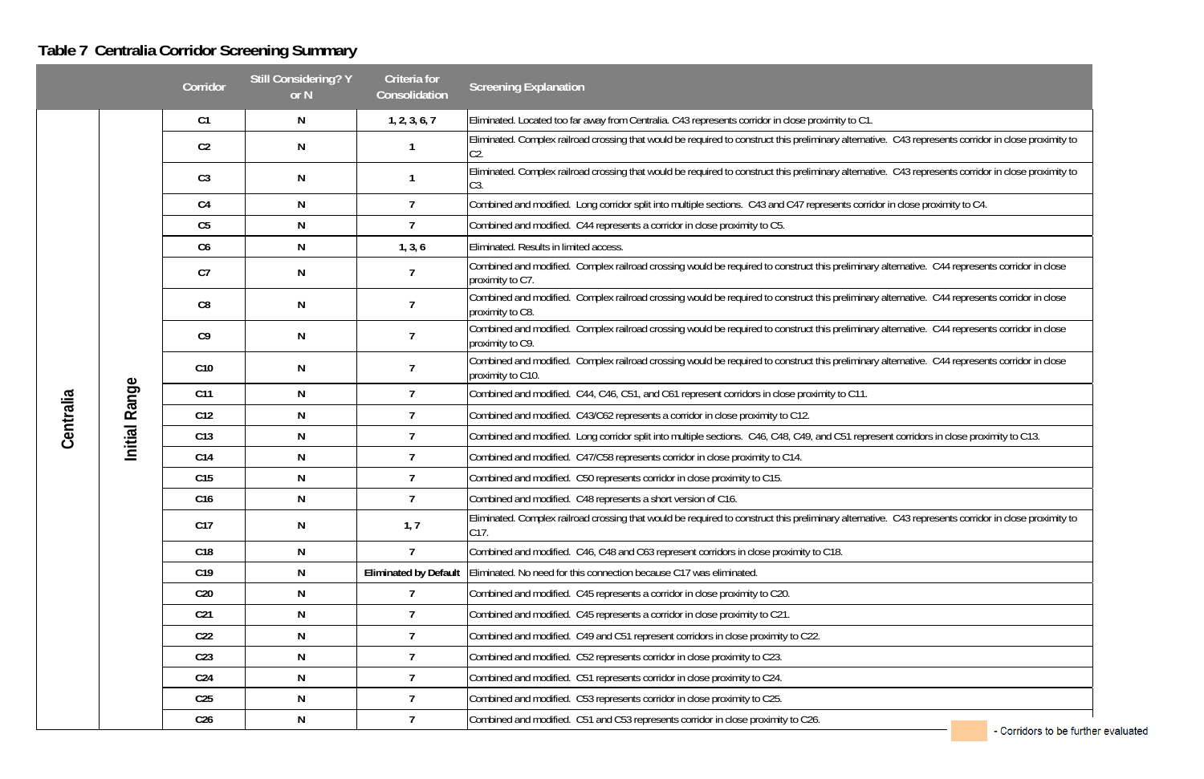## Table 7 Centralia Corridor Screening Summary

| | | Corridor | Still Considering? Y or N | Criteria for Consolidation | Screening Explanation |
|---|---|---|---|---|---|
| Centralia | Initial Range | C1 | N | 1, 2, 3, 6, 7 | Eliminated. Located too far away from Centralia. C43 represents corridor in close proximity to C1. |
| | | C2 | N | 1 | Eliminated. Complex railroad crossing that would be required to construct this preliminary alternative. C43 represents corridor in close proximity to C2. |
| | | C3 | N | 1 | Eliminated. Complex railroad crossing that would be required to construct this preliminary alternative. C43 represents corridor in close proximity to C3. |
| | | C4 | N | 7 | Combined and modified. Long corridor split into multiple sections. C43 and C47 represents corridor in close proximity to C4. |
| | | C5 | N | 7 | Combined and modified. C44 represents a corridor in close proximity to C5. |
| | | C6 | N | 1, 3, 6 | Eliminated. Results in limited access. |
| | | C7 | N | 7 | Combined and modified. Complex railroad crossing would be required to construct this preliminary alternative. C44 represents corridor in close proximity to C7. |
| | | C8 | N | 7 | Combined and modified. Complex railroad crossing would be required to construct this preliminary alternative. C44 represents corridor in close proximity to C8. |
| | | C9 | N | 7 | Combined and modified. Complex railroad crossing would be required to construct this preliminary alternative. C44 represents corridor in close proximity to C9. |
| | | C10 | N | 7 | Combined and modified. Complex railroad crossing would be required to construct this preliminary alternative. C44 represents corridor in close proximity to C10. |
| | | C11 | N | 7 | Combined and modified. C44, C46, C51, and C61 represent corridors in close proximity to C11. |
| | | C12 | N | 7 | Combined and modified. C43/C62 represents a corridor in close proximity to C12. |
| | | C13 | N | 7 | Combined and modified. Long corridor split into multiple sections. C46, C48, C49, and C51 represent corridors in close proximity to C13. |
| | | C14 | N | 7 | Combined and modified. C47/C58 represents corridor in close proximity to C14. |
| | | C15 | N | 7 | Combined and modified. C50 represents corridor in close proximity to C15. |
| | | C16 | N | 7 | Combined and modified. C48 represents a short version of C16. |
| | | C17 | N | 1, 7 | Eliminated. Complex railroad crossing that would be required to construct this preliminary alternative. C43 represents corridor in close proximity to C17. |
| | | C18 | N | 7 | Combined and modified. C46, C48 and C63 represent corridors in close proximity to C18. |
| | | C19 | N | Eliminated by Default | Eliminated. No need for this connection because C17 was eliminated. |
| | | C20 | N | 7 | Combined and modified. C45 represents a corridor in close proximity to C20. |
| | | C21 | N | 7 | Combined and modified. C45 represents a corridor in close proximity to C21. |
| | | C22 | N | 7 | Combined and modified. C49 and C51 represent corridors in close proximity to C22. |
| | | C23 | N | 7 | Combined and modified. C52 represents corridor in close proximity to C23. |
| | | C24 | N | 7 | Combined and modified. C51 represents corridor in close proximity to C24. |
| | | C25 | N | 7 | Combined and modified. C53 represents corridor in close proximity to C25. |
| | | C26 | N | 7 | Combined and modified. C51 and C53 represents corridor in close proximity to C26. |

- Corridors to be further evaluated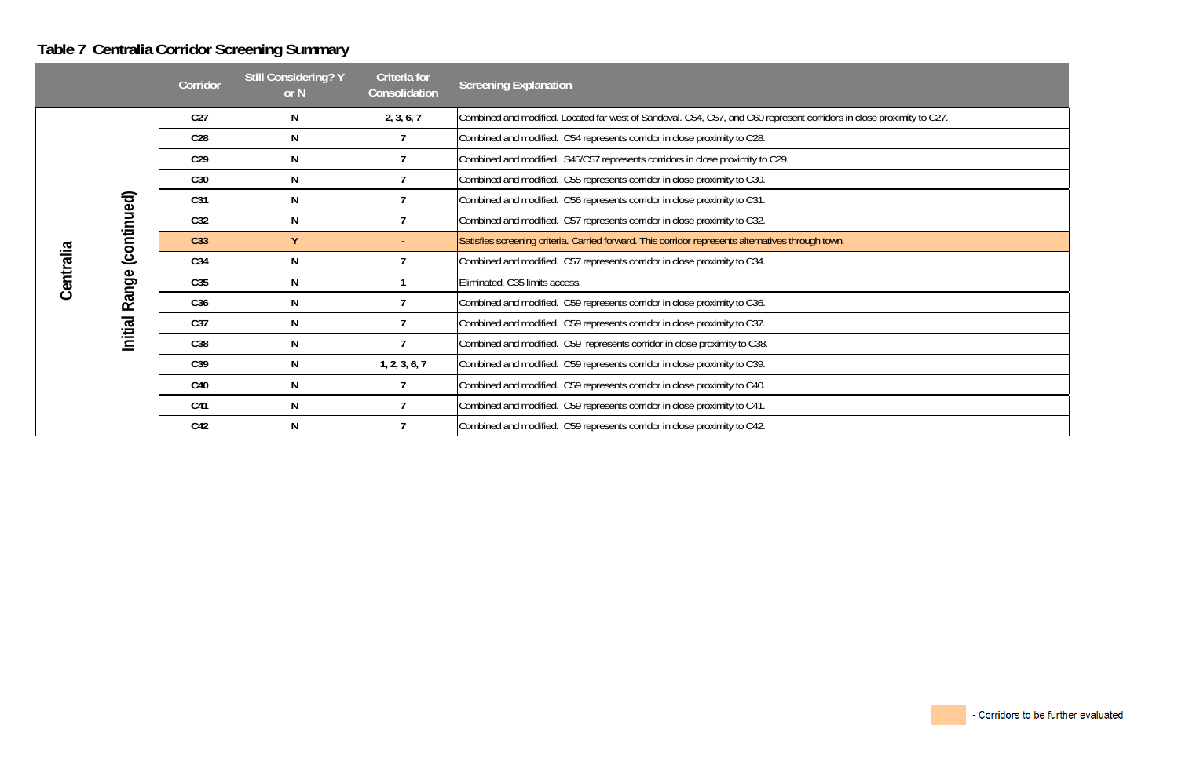## Table 7 Centralia Corridor Screening Summary

| | | Corridor | Still Considering? Y or N | Criteria for Consolidation | Screening Explanation |
|---|---|---|---|---|---|
| Centralia | Initial Range (continued) | C27 | N | 2, 3, 6, 7 | Combined and modified. Located far west of Sandoval. C54, C57, and C60 represent corridors in close proximity to C27. |
| | | C28 | N | 7 | Combined and modified. C54 represents corridor in close proximity to C28. |
| | | C29 | N | 7 | Combined and modified. S45/C57 represents corridors in close proximity to C29. |
| | | C30 | N | 7 | Combined and modified. C55 represents corridor in close proximity to C30. |
| | | C31 | N | 7 | Combined and modified. C56 represents corridor in close proximity to C31. |
| | | C32 | N | 7 | Combined and modified. C57 represents corridor in close proximity to C32. |
| | | C33 | Y | - | Satisfies screening criteria. Carried forward. This corridor represents alternatives through town. |
| | | C34 | N | 7 | Combined and modified. C57 represents corridor in close proximity to C34. |
| | | C35 | N | 1 | Eliminated. C35 limits access. |
| | | C36 | N | 7 | Combined and modified. C59 represents corridor in close proximity to C36. |
| | | C37 | N | 7 | Combined and modified. C59 represents corridor in close proximity to C37. |
| | | C38 | N | 7 | Combined and modified. C59 represents corridor in close proximity to C38. |
| | | C39 | N | 1, 2, 3, 6, 7 | Combined and modified. C59 represents corridor in close proximity to C39. |
| | | C40 | N | 7 | Combined and modified. C59 represents corridor in close proximity to C40. |
| | | C41 | N | 7 | Combined and modified. C59 represents corridor in close proximity to C41. |
| | | C42 | N | 7 | Combined and modified. C59 represents corridor in close proximity to C42. |

- Corridors to be further evaluated (highlighted)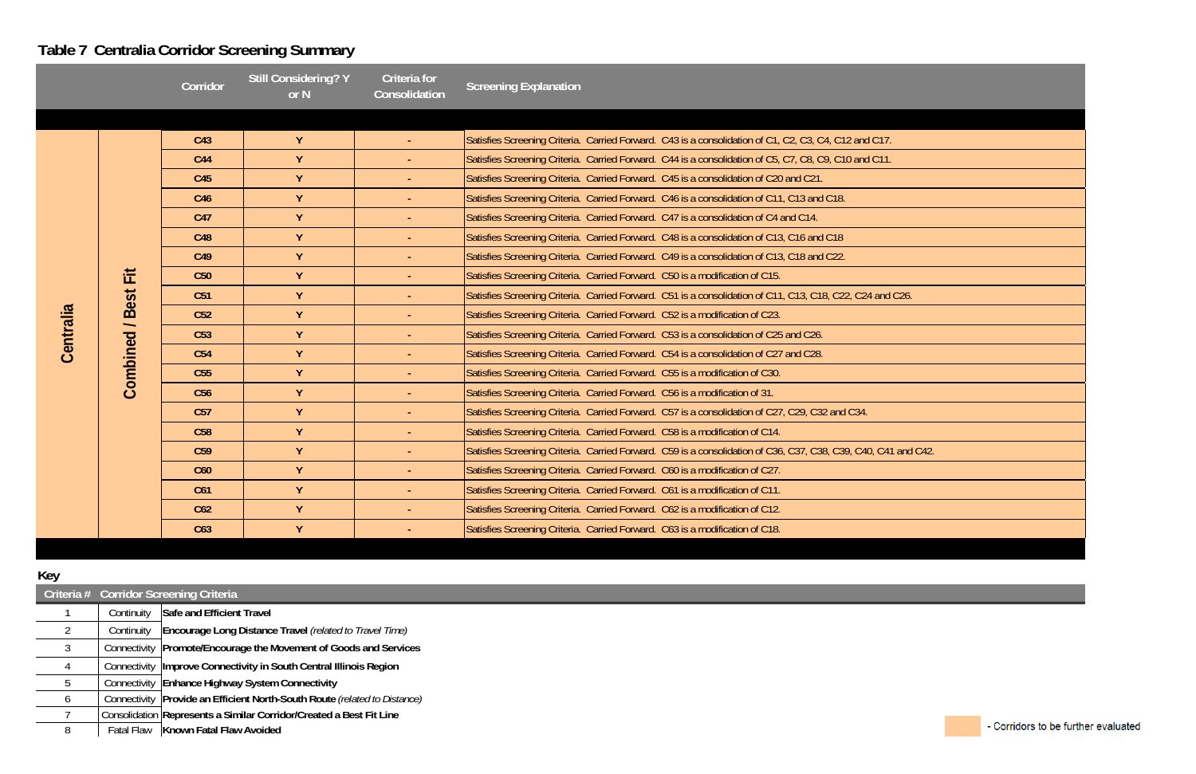## Table 7 Centralia Corridor Screening Summary

| | | Corridor | Still Considering? Y or N | Criteria for Consolidation | Screening Explanation |
|---|---|---|---|---|---|
| Centralia | Combined / Best Fit | C43 | Y | - | Satisfies Screening Criteria. Carried Forward. C43 is a consolidation of C1, C2, C3, C4, C12 and C17. |
| | | C44 | Y | - | Satisfies Screening Criteria. Carried Forward. C44 is a consolidation of C5, C7, C8, C9, C10 and C11. |
| | | C45 | Y | - | Satisfies Screening Criteria. Carried Forward. C45 is a consolidation of C20 and C21. |
| | | C46 | Y | - | Satisfies Screening Criteria. Carried Forward. C46 is a consolidation of C11, C13 and C18. |
| | | C47 | Y | - | Satisfies Screening Criteria. Carried Forward. C47 is a consolidation of C4 and C14. |
| | | C48 | Y | - | Satisfies Screening Criteria. Carried Forward. C48 is a consolidation of C13, C16 and C18 |
| | | C49 | Y | - | Satisfies Screening Criteria. Carried Forward. C49 is a consolidation of C13, C18 and C22. |
| | | C50 | Y | - | Satisfies Screening Criteria. Carried Forward. C50 is a modification of C15. |
| | | C51 | Y | - | Satisfies Screening Criteria. Carried Forward. C51 is a consolidation of C11, C13, C18, C22, C24 and C26. |
| | | C52 | Y | - | Satisfies Screening Criteria. Carried Forward. C52 is a modification of C23. |
| | | C53 | Y | - | Satisfies Screening Criteria. Carried Forward. C53 is a consolidation of C25 and C26. |
| | | C54 | Y | - | Satisfies Screening Criteria. Carried Forward. C54 is a consolidation of C27 and C28. |
| | | C55 | Y | - | Satisfies Screening Criteria. Carried Forward. C55 is a modification of C30. |
| | | C56 | Y | - | Satisfies Screening Criteria. Carried Forward. C56 is a modification of 31. |
| | | C57 | Y | - | Satisfies Screening Criteria. Carried Forward. C57 is a consolidation of C27, C29, C32 and C34. |
| | | C58 | Y | - | Satisfies Screening Criteria. Carried Forward. C58 is a modification of C14. |
| | | C59 | Y | - | Satisfies Screening Criteria. Carried Forward. C59 is a consolidation of C36, C37, C38, C39, C40, C41 and C42. |
| | | C60 | Y | - | Satisfies Screening Criteria. Carried Forward. C60 is a modification of C27. |
| | | C61 | Y | - | Satisfies Screening Criteria. Carried Forward. C61 is a modification of C11. |
| | | C62 | Y | - | Satisfies Screening Criteria. Carried Forward. C62 is a modification of C12. |
| | | C63 | Y | - | Satisfies Screening Criteria. Carried Forward. C63 is a modification of C18. |

### Key

| Criteria # | Corridor Screening Criteria | |
|---|---|---|
| 1 | Continuity | **Safe and Efficient Travel** |
| 2 | Continuity | **Encourage Long Distance Travel** *(related to Travel Time)* |
| 3 | Connectivity | **Promote/Encourage the Movement of Goods and Services** |
| 4 | Connectivity | **Improve Connectivity in South Central Illinois Region** |
| 5 | Connectivity | **Enhance Highway System Connectivity** |
| 6 | Connectivity | **Provide an Efficient North-South Route** *(related to Distance)* |
| 7 | Consolidation | **Represents a Similar Corridor/Created a Best Fit Line** |
| 8 | Fatal Flaw | **Known Fatal Flaw Avoided** |

- Corridors to be further evaluated